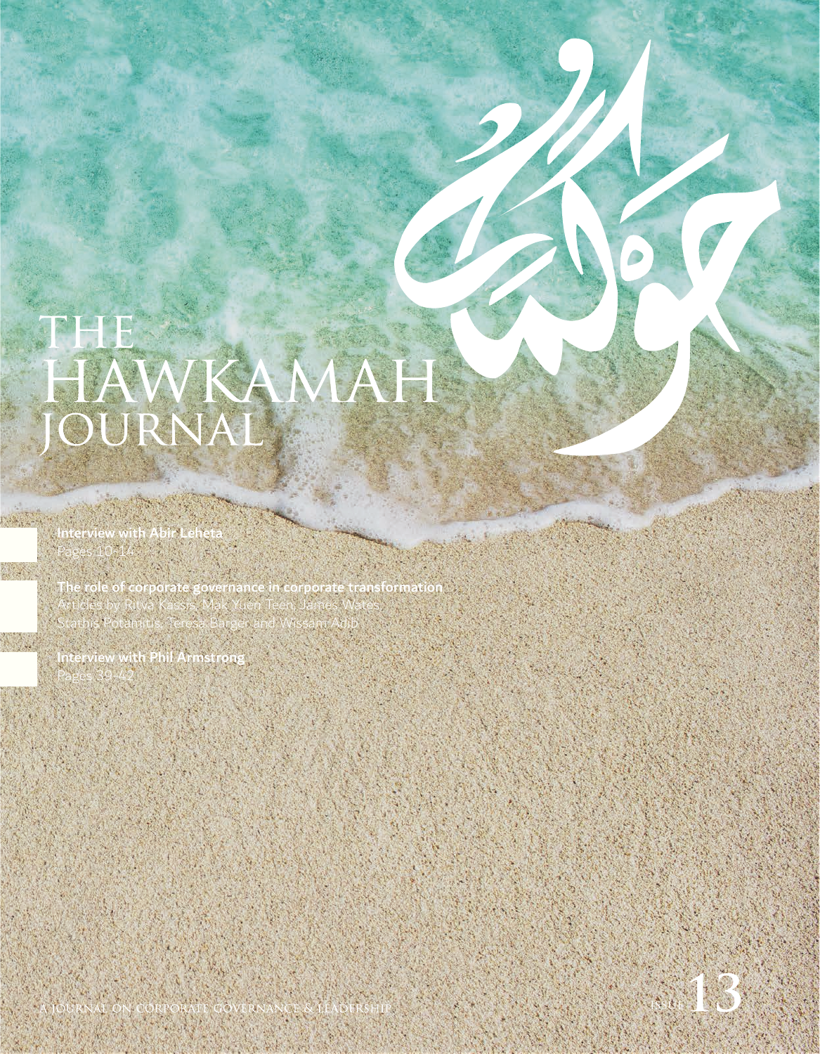# THE HAWKAMAH JOURNAL

حوكمة

**Interview with Abir Leheta**
Pages 10-14

**The role of corporate governance in corporate transformation**
Articles by Ritva Kassis, Mak Yuen Teen, James Wates, Stathis Potamitis, Teresa Barger and Wissam Adib

**Interview with Phil Armstrong**
Pages 39-42

A JOURNAL ON CORPORATE GOVERNANCE & LEADERSHIP

ISSUE 13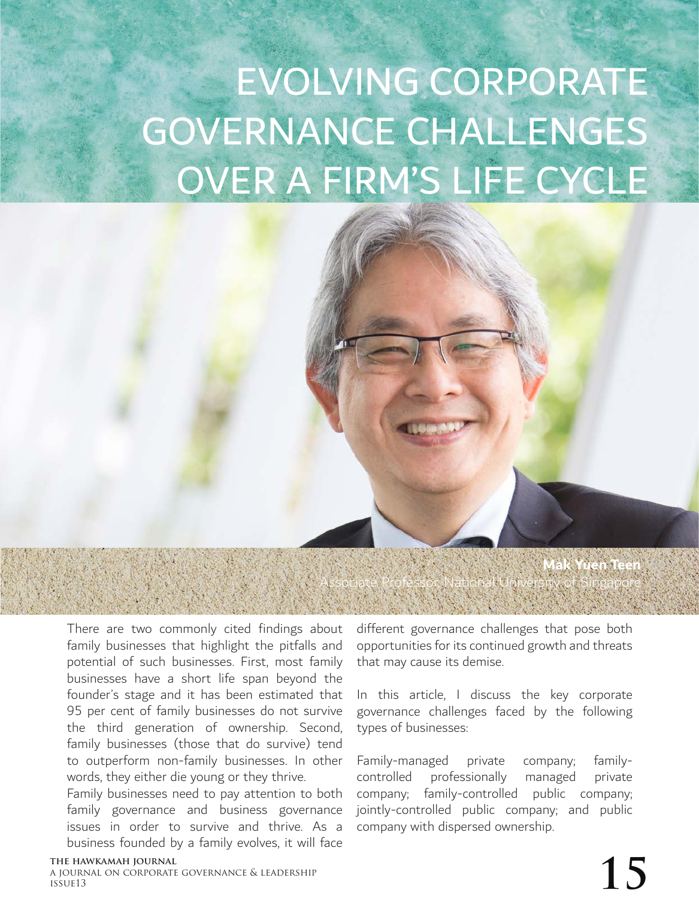# EVOLVING CORPORATE GOVERNANCE CHALLENGES OVER A FIRM'S LIFE CYCLE

**Mak Yuen Teen**
Associate Professor, National University of Singapore

There are two commonly cited findings about family businesses that highlight the pitfalls and potential of such businesses. First, most family businesses have a short life span beyond the founder's stage and it has been estimated that 95 per cent of family businesses do not survive the third generation of ownership. Second, family businesses (those that do survive) tend to outperform non-family businesses. In other words, they either die young or they thrive.

Family businesses need to pay attention to both family governance and business governance issues in order to survive and thrive. As a business founded by a family evolves, it will face different governance challenges that pose both opportunities for its continued growth and threats that may cause its demise.

In this article, I discuss the key corporate governance challenges faced by the following types of businesses:

Family-managed private company; family-controlled professionally managed private company; family-controlled public company; jointly-controlled public company; and public company with dispersed ownership.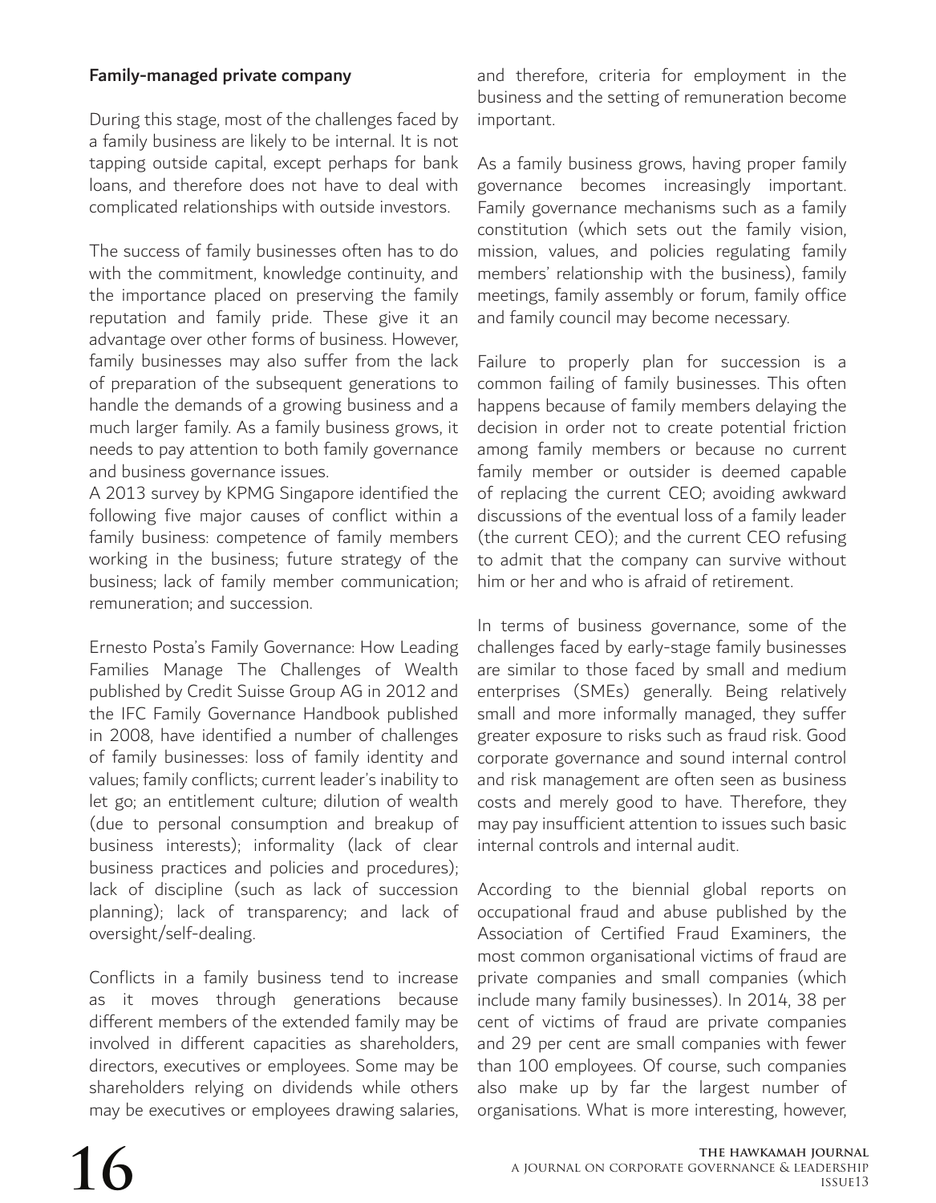**Family-managed private company**

During this stage, most of the challenges faced by a family business are likely to be internal. It is not tapping outside capital, except perhaps for bank loans, and therefore does not have to deal with complicated relationships with outside investors.

The success of family businesses often has to do with the commitment, knowledge continuity, and the importance placed on preserving the family reputation and family pride. These give it an advantage over other forms of business. However, family businesses may also suffer from the lack of preparation of the subsequent generations to handle the demands of a growing business and a much larger family. As a family business grows, it needs to pay attention to both family governance and business governance issues.
A 2013 survey by KPMG Singapore identified the following five major causes of conflict within a family business: competence of family members working in the business; future strategy of the business; lack of family member communication; remuneration; and succession.

Ernesto Posta's Family Governance: How Leading Families Manage The Challenges of Wealth published by Credit Suisse Group AG in 2012 and the IFC Family Governance Handbook published in 2008, have identified a number of challenges of family businesses: loss of family identity and values; family conflicts; current leader's inability to let go; an entitlement culture; dilution of wealth (due to personal consumption and breakup of business interests); informality (lack of clear business practices and policies and procedures); lack of discipline (such as lack of succession planning); lack of transparency; and lack of oversight/self-dealing.

Conflicts in a family business tend to increase as it moves through generations because different members of the extended family may be involved in different capacities as shareholders, directors, executives or employees. Some may be shareholders relying on dividends while others may be executives or employees drawing salaries, and therefore, criteria for employment in the business and the setting of remuneration become important.

As a family business grows, having proper family governance becomes increasingly important. Family governance mechanisms such as a family constitution (which sets out the family vision, mission, values, and policies regulating family members' relationship with the business), family meetings, family assembly or forum, family office and family council may become necessary.

Failure to properly plan for succession is a common failing of family businesses. This often happens because of family members delaying the decision in order not to create potential friction among family members or because no current family member or outsider is deemed capable of replacing the current CEO; avoiding awkward discussions of the eventual loss of a family leader (the current CEO); and the current CEO refusing to admit that the company can survive without him or her and who is afraid of retirement.

In terms of business governance, some of the challenges faced by early-stage family businesses are similar to those faced by small and medium enterprises (SMEs) generally. Being relatively small and more informally managed, they suffer greater exposure to risks such as fraud risk. Good corporate governance and sound internal control and risk management are often seen as business costs and merely good to have. Therefore, they may pay insufficient attention to issues such basic internal controls and internal audit.

According to the biennial global reports on occupational fraud and abuse published by the Association of Certified Fraud Examiners, the most common organisational victims of fraud are private companies and small companies (which include many family businesses). In 2014, 38 per cent of victims of fraud are private companies and 29 per cent are small companies with fewer than 100 employees. Of course, such companies also make up by far the largest number of organisations. What is more interesting, however,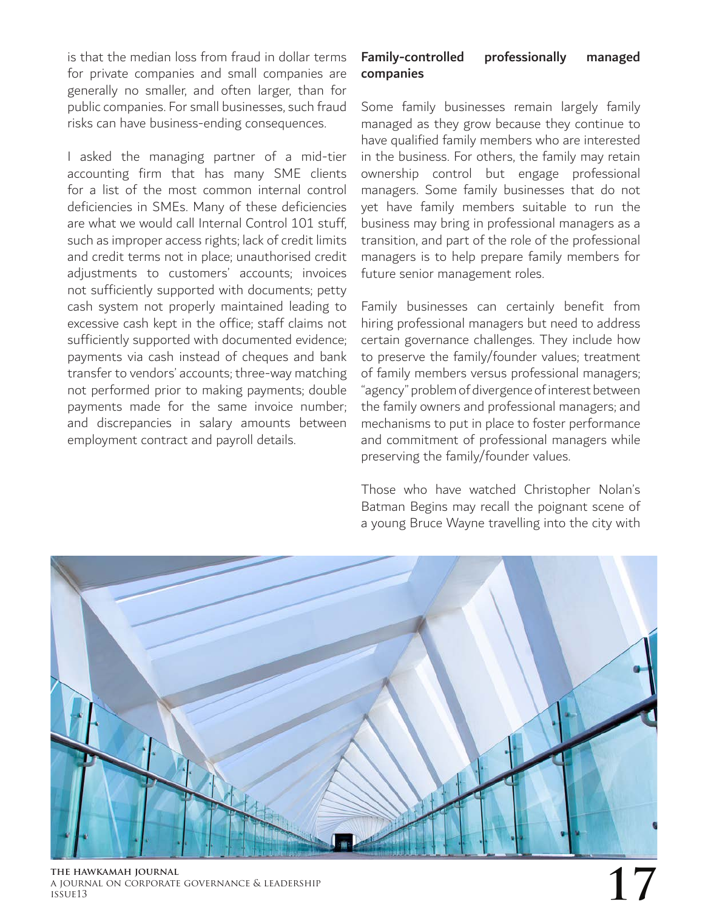is that the median loss from fraud in dollar terms for private companies and small companies are generally no smaller, and often larger, than for public companies. For small businesses, such fraud risks can have business-ending consequences.

I asked the managing partner of a mid-tier accounting firm that has many SME clients for a list of the most common internal control deficiencies in SMEs. Many of these deficiencies are what we would call Internal Control 101 stuff, such as improper access rights; lack of credit limits and credit terms not in place; unauthorised credit adjustments to customers' accounts; invoices not sufficiently supported with documents; petty cash system not properly maintained leading to excessive cash kept in the office; staff claims not sufficiently supported with documented evidence; payments via cash instead of cheques and bank transfer to vendors' accounts; three-way matching not performed prior to making payments; double payments made for the same invoice number; and discrepancies in salary amounts between employment contract and payroll details.

## Family-controlled professionally managed companies

Some family businesses remain largely family managed as they grow because they continue to have qualified family members who are interested in the business. For others, the family may retain ownership control but engage professional managers. Some family businesses that do not yet have family members suitable to run the business may bring in professional managers as a transition, and part of the role of the professional managers is to help prepare family members for future senior management roles.

Family businesses can certainly benefit from hiring professional managers but need to address certain governance challenges. They include how to preserve the family/founder values; treatment of family members versus professional managers; "agency" problem of divergence of interest between the family owners and professional managers; and mechanisms to put in place to foster performance and commitment of professional managers while preserving the family/founder values.

Those who have watched Christopher Nolan's Batman Begins may recall the poignant scene of a young Bruce Wayne travelling into the city with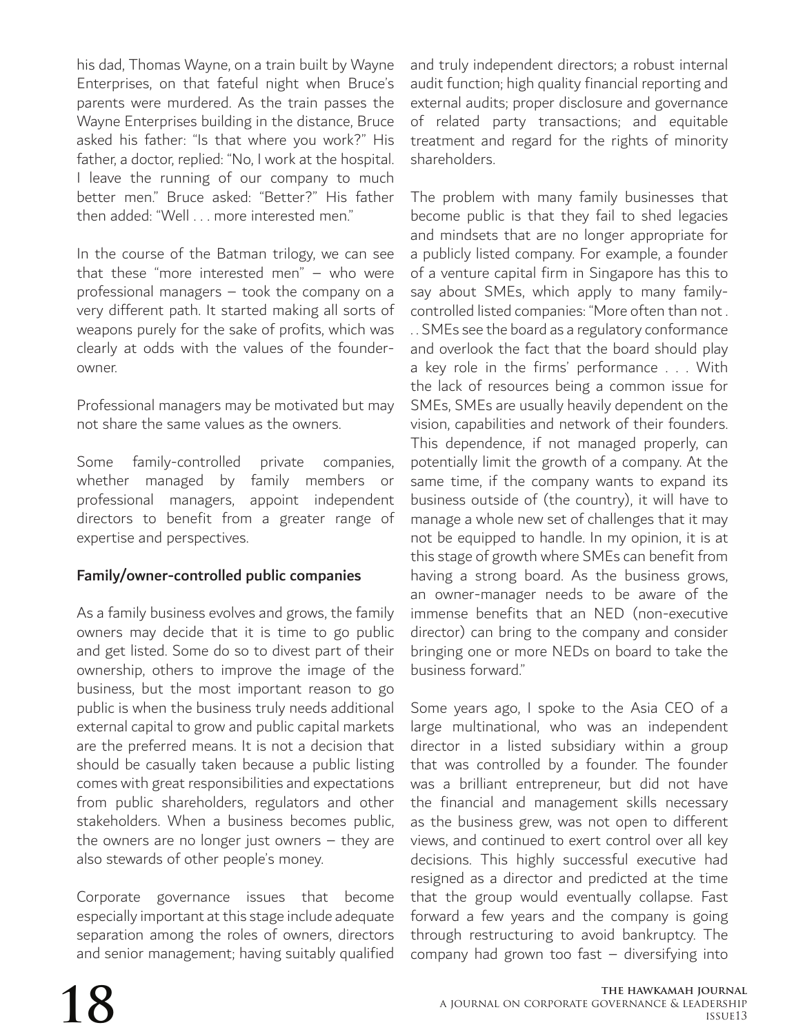his dad, Thomas Wayne, on a train built by Wayne Enterprises, on that fateful night when Bruce's parents were murdered. As the train passes the Wayne Enterprises building in the distance, Bruce asked his father: "Is that where you work?" His father, a doctor, replied: "No, I work at the hospital. I leave the running of our company to much better men." Bruce asked: "Better?" His father then added: "Well . . . more interested men."

In the course of the Batman trilogy, we can see that these "more interested men" – who were professional managers – took the company on a very different path. It started making all sorts of weapons purely for the sake of profits, which was clearly at odds with the values of the founder-owner.

Professional managers may be motivated but may not share the same values as the owners.

Some family-controlled private companies, whether managed by family members or professional managers, appoint independent directors to benefit from a greater range of expertise and perspectives.

**Family/owner-controlled public companies**

As a family business evolves and grows, the family owners may decide that it is time to go public and get listed. Some do so to divest part of their ownership, others to improve the image of the business, but the most important reason to go public is when the business truly needs additional external capital to grow and public capital markets are the preferred means. It is not a decision that should be casually taken because a public listing comes with great responsibilities and expectations from public shareholders, regulators and other stakeholders. When a business becomes public, the owners are no longer just owners – they are also stewards of other people's money.

Corporate governance issues that become especially important at this stage include adequate separation among the roles of owners, directors and senior management; having suitably qualified and truly independent directors; a robust internal audit function; high quality financial reporting and external audits; proper disclosure and governance of related party transactions; and equitable treatment and regard for the rights of minority shareholders.

The problem with many family businesses that become public is that they fail to shed legacies and mindsets that are no longer appropriate for a publicly listed company. For example, a founder of a venture capital firm in Singapore has this to say about SMEs, which apply to many family-controlled listed companies: "More often than not . . . SMEs see the board as a regulatory conformance and overlook the fact that the board should play a key role in the firms' performance . . . With the lack of resources being a common issue for SMEs, SMEs are usually heavily dependent on the vision, capabilities and network of their founders. This dependence, if not managed properly, can potentially limit the growth of a company. At the same time, if the company wants to expand its business outside of (the country), it will have to manage a whole new set of challenges that it may not be equipped to handle. In my opinion, it is at this stage of growth where SMEs can benefit from having a strong board. As the business grows, an owner-manager needs to be aware of the immense benefits that an NED (non-executive director) can bring to the company and consider bringing one or more NEDs on board to take the business forward."

Some years ago, I spoke to the Asia CEO of a large multinational, who was an independent director in a listed subsidiary within a group that was controlled by a founder. The founder was a brilliant entrepreneur, but did not have the financial and management skills necessary as the business grew, was not open to different views, and continued to exert control over all key decisions. This highly successful executive had resigned as a director and predicted at the time that the group would eventually collapse. Fast forward a few years and the company is going through restructuring to avoid bankruptcy. The company had grown too fast – diversifying into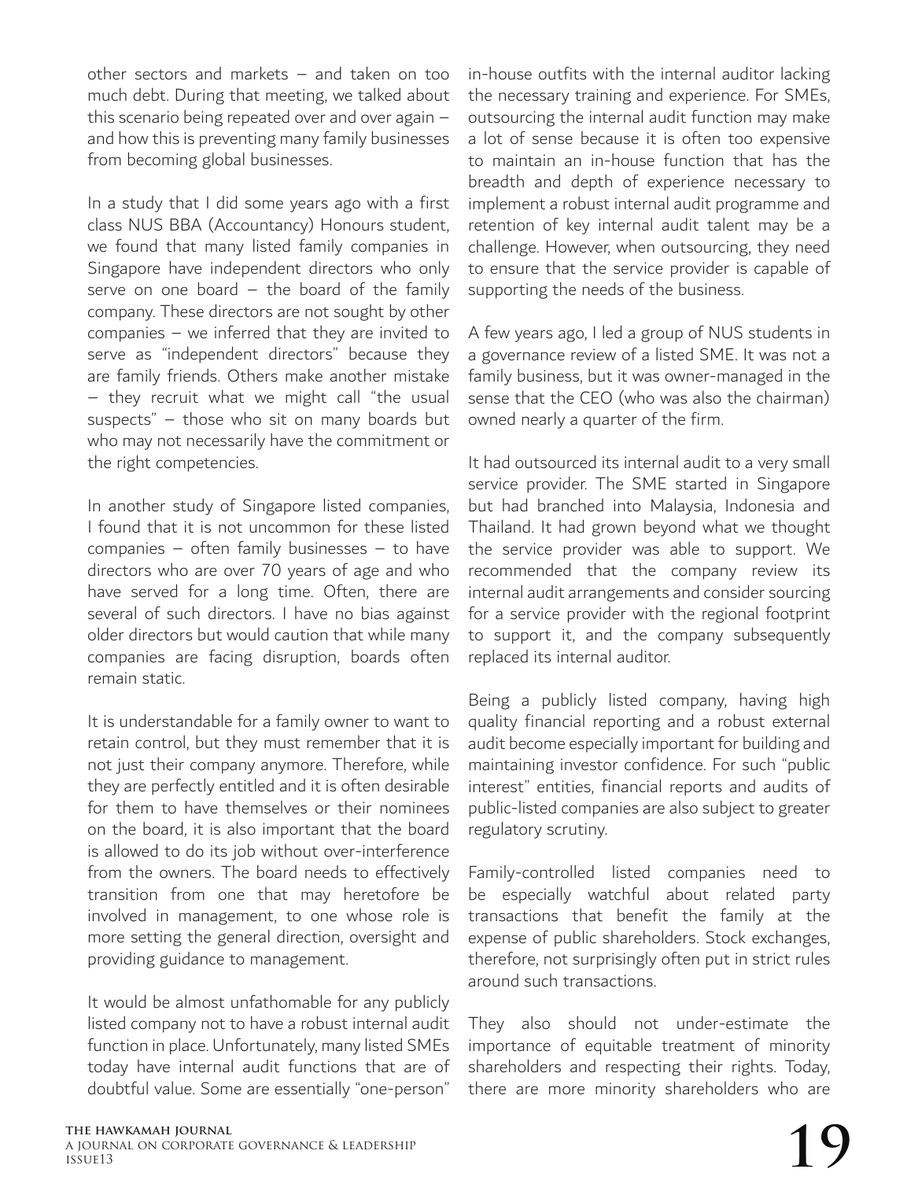other sectors and markets – and taken on too much debt. During that meeting, we talked about this scenario being repeated over and over again – and how this is preventing many family businesses from becoming global businesses.

In a study that I did some years ago with a first class NUS BBA (Accountancy) Honours student, we found that many listed family companies in Singapore have independent directors who only serve on one board – the board of the family company. These directors are not sought by other companies – we inferred that they are invited to serve as "independent directors" because they are family friends. Others make another mistake – they recruit what we might call "the usual suspects" – those who sit on many boards but who may not necessarily have the commitment or the right competencies.

In another study of Singapore listed companies, I found that it is not uncommon for these listed companies – often family businesses – to have directors who are over 70 years of age and who have served for a long time. Often, there are several of such directors. I have no bias against older directors but would caution that while many companies are facing disruption, boards often remain static.

It is understandable for a family owner to want to retain control, but they must remember that it is not just their company anymore. Therefore, while they are perfectly entitled and it is often desirable for them to have themselves or their nominees on the board, it is also important that the board is allowed to do its job without over-interference from the owners. The board needs to effectively transition from one that may heretofore be involved in management, to one whose role is more setting the general direction, oversight and providing guidance to management.

It would be almost unfathomable for any publicly listed company not to have a robust internal audit function in place. Unfortunately, many listed SMEs today have internal audit functions that are of doubtful value. Some are essentially "one-person" in-house outfits with the internal auditor lacking the necessary training and experience. For SMEs, outsourcing the internal audit function may make a lot of sense because it is often too expensive to maintain an in-house function that has the breadth and depth of experience necessary to implement a robust internal audit programme and retention of key internal audit talent may be a challenge. However, when outsourcing, they need to ensure that the service provider is capable of supporting the needs of the business.

A few years ago, I led a group of NUS students in a governance review of a listed SME. It was not a family business, but it was owner-managed in the sense that the CEO (who was also the chairman) owned nearly a quarter of the firm.

It had outsourced its internal audit to a very small service provider. The SME started in Singapore but had branched into Malaysia, Indonesia and Thailand. It had grown beyond what we thought the service provider was able to support. We recommended that the company review its internal audit arrangements and consider sourcing for a service provider with the regional footprint to support it, and the company subsequently replaced its internal auditor.

Being a publicly listed company, having high quality financial reporting and a robust external audit become especially important for building and maintaining investor confidence. For such "public interest" entities, financial reports and audits of public-listed companies are also subject to greater regulatory scrutiny.

Family-controlled listed companies need to be especially watchful about related party transactions that benefit the family at the expense of public shareholders. Stock exchanges, therefore, not surprisingly often put in strict rules around such transactions.

They also should not under-estimate the importance of equitable treatment of minority shareholders and respecting their rights. Today, there are more minority shareholders who are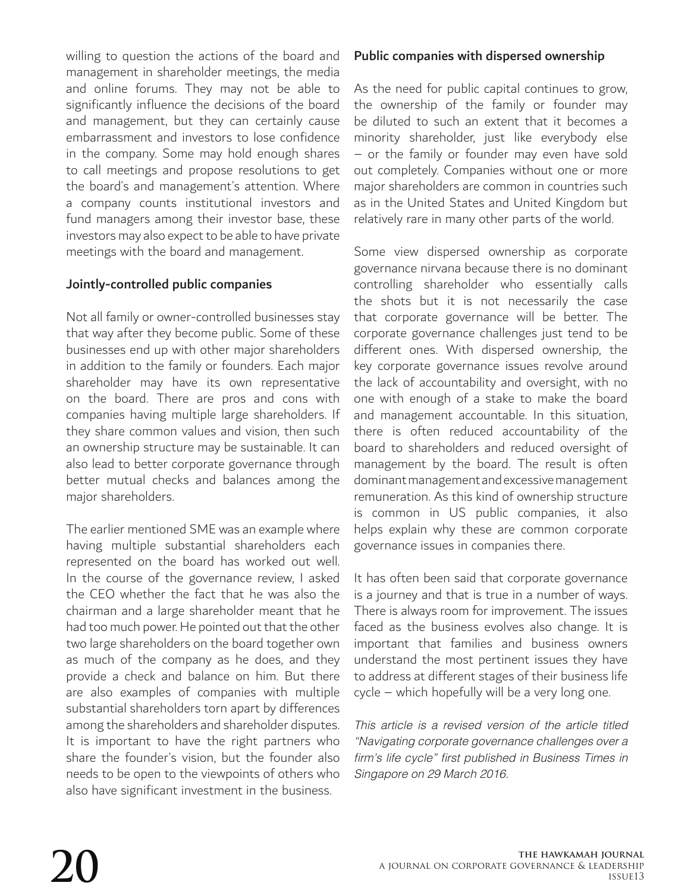willing to question the actions of the board and management in shareholder meetings, the media and online forums. They may not be able to significantly influence the decisions of the board and management, but they can certainly cause embarrassment and investors to lose confidence in the company. Some may hold enough shares to call meetings and propose resolutions to get the board's and management's attention. Where a company counts institutional investors and fund managers among their investor base, these investors may also expect to be able to have private meetings with the board and management.

**Jointly-controlled public companies**

Not all family or owner-controlled businesses stay that way after they become public. Some of these businesses end up with other major shareholders in addition to the family or founders. Each major shareholder may have its own representative on the board. There are pros and cons with companies having multiple large shareholders. If they share common values and vision, then such an ownership structure may be sustainable. It can also lead to better corporate governance through better mutual checks and balances among the major shareholders.

The earlier mentioned SME was an example where having multiple substantial shareholders each represented on the board has worked out well. In the course of the governance review, I asked the CEO whether the fact that he was also the chairman and a large shareholder meant that he had too much power. He pointed out that the other two large shareholders on the board together own as much of the company as he does, and they provide a check and balance on him. But there are also examples of companies with multiple substantial shareholders torn apart by differences among the shareholders and shareholder disputes. It is important to have the right partners who share the founder's vision, but the founder also needs to be open to the viewpoints of others who also have significant investment in the business.

**Public companies with dispersed ownership**

As the need for public capital continues to grow, the ownership of the family or founder may be diluted to such an extent that it becomes a minority shareholder, just like everybody else – or the family or founder may even have sold out completely. Companies without one or more major shareholders are common in countries such as in the United States and United Kingdom but relatively rare in many other parts of the world.

Some view dispersed ownership as corporate governance nirvana because there is no dominant controlling shareholder who essentially calls the shots but it is not necessarily the case that corporate governance will be better. The corporate governance challenges just tend to be different ones. With dispersed ownership, the key corporate governance issues revolve around the lack of accountability and oversight, with no one with enough of a stake to make the board and management accountable. In this situation, there is often reduced accountability of the board to shareholders and reduced oversight of management by the board. The result is often dominant management and excessive management remuneration. As this kind of ownership structure is common in US public companies, it also helps explain why these are common corporate governance issues in companies there.

It has often been said that corporate governance is a journey and that is true in a number of ways. There is always room for improvement. The issues faced as the business evolves also change. It is important that families and business owners understand the most pertinent issues they have to address at different stages of their business life cycle – which hopefully will be a very long one.

*This article is a revised version of the article titled "Navigating corporate governance challenges over a firm's life cycle" first published in Business Times in Singapore on 29 March 2016.*